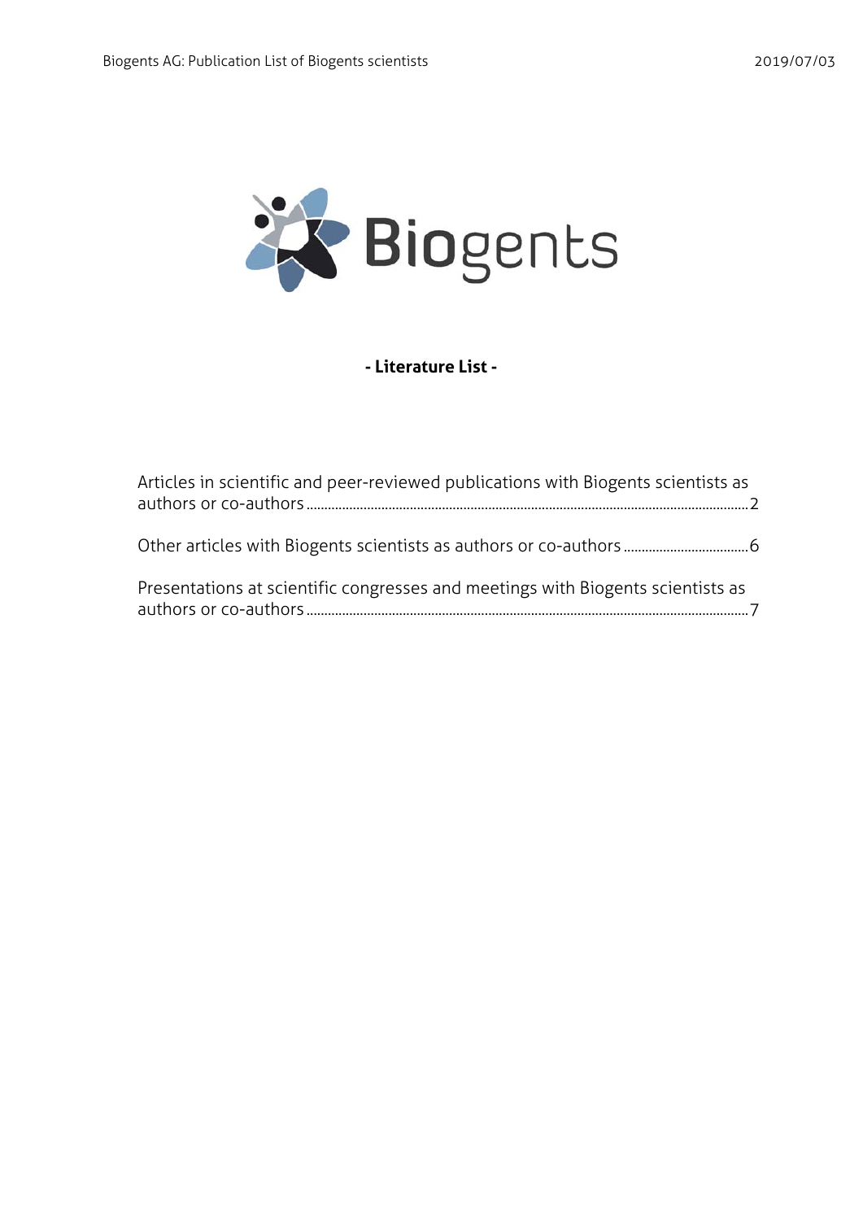Biogents

**- Literature List -**

Articles in scientific and peer-reviewed publications with Biogents scientists as authors or co-authors ..... 2

Other articles with Biogents scientists as authors or co-authors ..... 6

Presentations at scientific congresses and meetings with Biogents scientists as authors or co-authors ..... 7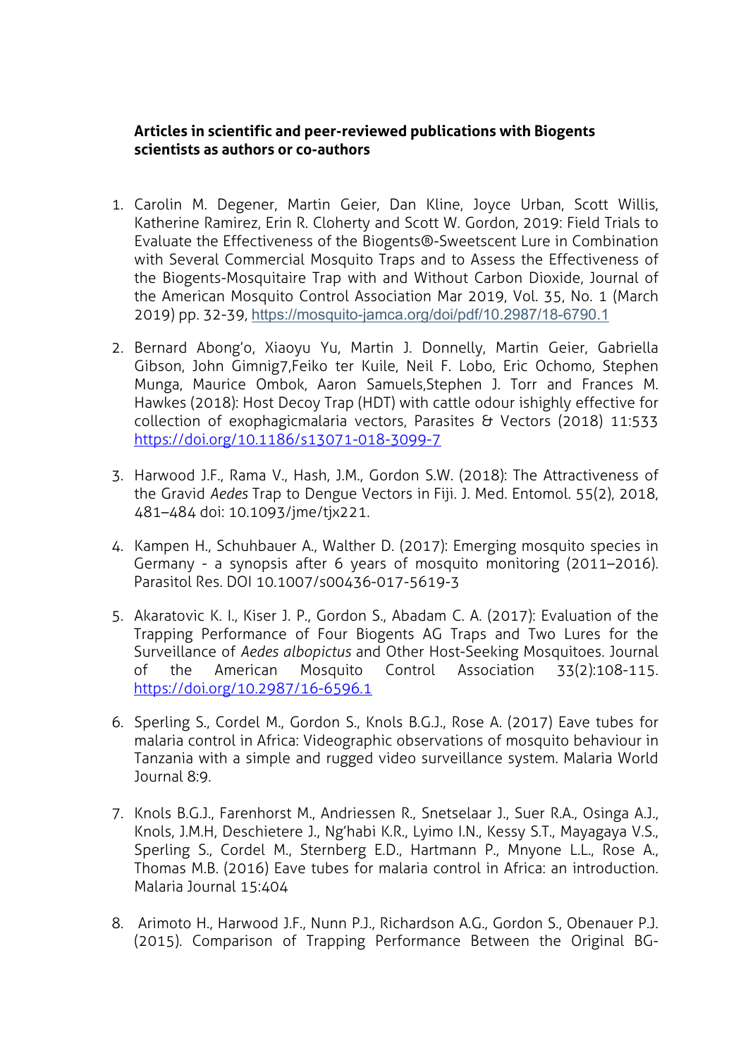**Articles in scientific and peer-reviewed publications with Biogents scientists as authors or co-authors**

1. Carolin M. Degener, Martin Geier, Dan Kline, Joyce Urban, Scott Willis, Katherine Ramirez, Erin R. Cloherty and Scott W. Gordon, 2019: Field Trials to Evaluate the Effectiveness of the Biogents®-Sweetscent Lure in Combination with Several Commercial Mosquito Traps and to Assess the Effectiveness of the Biogents-Mosquitaire Trap with and Without Carbon Dioxide, Journal of the American Mosquito Control Association Mar 2019, Vol. 35, No. 1 (March 2019) pp. 32-39, https://mosquito-jamca.org/doi/pdf/10.2987/18-6790.1

2. Bernard Abong'o, Xiaoyu Yu, Martin J. Donnelly, Martin Geier, Gabriella Gibson, John Gimnig7,Feiko ter Kuile, Neil F. Lobo, Eric Ochomo, Stephen Munga, Maurice Ombok, Aaron Samuels,Stephen J. Torr and Frances M. Hawkes (2018): Host Decoy Trap (HDT) with cattle odour ishighly effective for collection of exophagicmalaria vectors, Parasites & Vectors (2018) 11:533 https://doi.org/10.1186/s13071-018-3099-7

3. Harwood J.F., Rama V., Hash, J.M., Gordon S.W. (2018): The Attractiveness of the Gravid *Aedes* Trap to Dengue Vectors in Fiji. J. Med. Entomol. 55(2), 2018, 481–484 doi: 10.1093/jme/tjx221.

4. Kampen H., Schuhbauer A., Walther D. (2017): Emerging mosquito species in Germany - a synopsis after 6 years of mosquito monitoring (2011–2016). Parasitol Res. DOI 10.1007/s00436-017-5619-3

5. Akaratovic K. I., Kiser J. P., Gordon S., Abadam C. A. (2017): Evaluation of the Trapping Performance of Four Biogents AG Traps and Two Lures for the Surveillance of *Aedes albopictus* and Other Host-Seeking Mosquitoes. Journal of the American Mosquito Control Association 33(2):108-115. https://doi.org/10.2987/16-6596.1

6. Sperling S., Cordel M., Gordon S., Knols B.G.J., Rose A. (2017) Eave tubes for malaria control in Africa: Videographic observations of mosquito behaviour in Tanzania with a simple and rugged video surveillance system. Malaria World Journal 8:9.

7. Knols B.G.J., Farenhorst M., Andriessen R., Snetselaar J., Suer R.A., Osinga A.J., Knols, J.M.H, Deschietere J., Ng'habi K.R., Lyimo I.N., Kessy S.T., Mayagaya V.S., Sperling S., Cordel M., Sternberg E.D., Hartmann P., Mnyone L.L., Rose A., Thomas M.B. (2016) Eave tubes for malaria control in Africa: an introduction. Malaria Journal 15:404

8. Arimoto H., Harwood J.F., Nunn P.J., Richardson A.G., Gordon S., Obenauer P.J. (2015). Comparison of Trapping Performance Between the Original BG-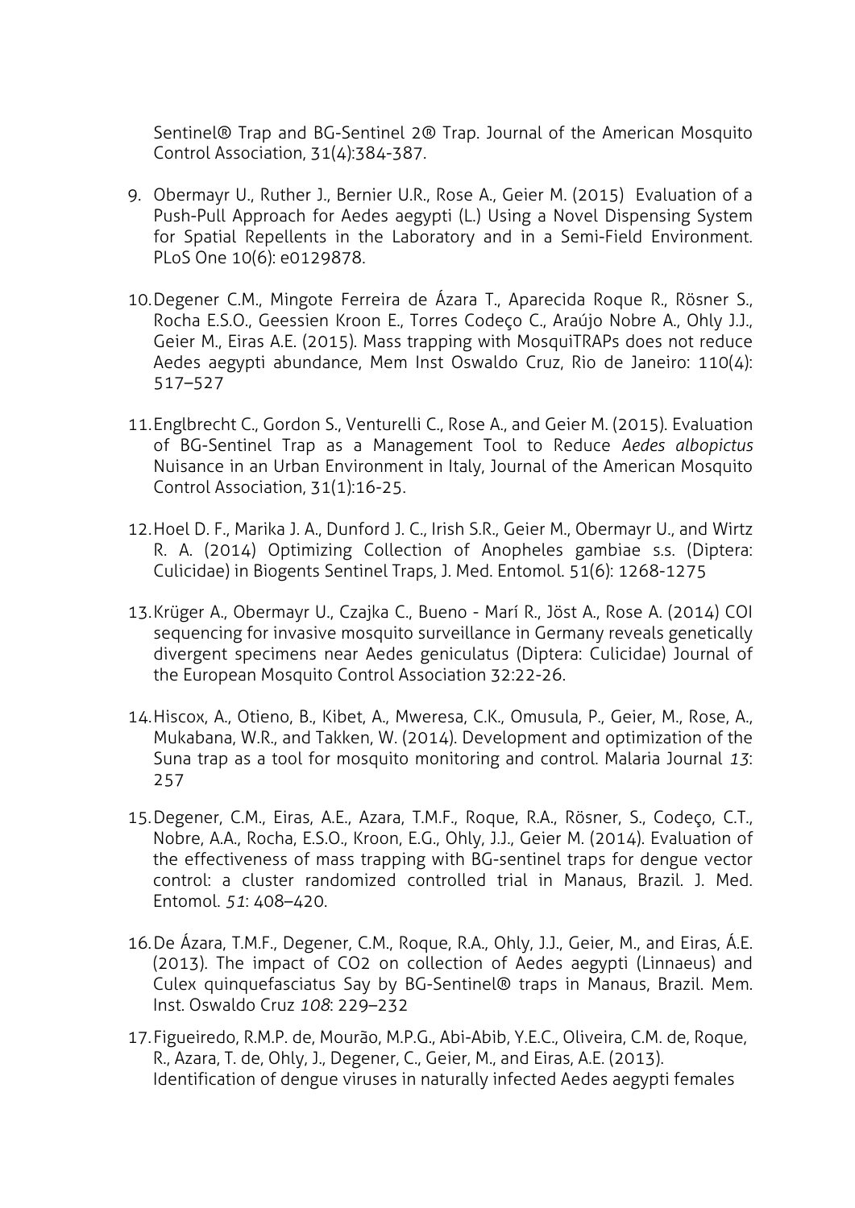Sentinel® Trap and BG-Sentinel 2® Trap. Journal of the American Mosquito Control Association, 31(4):384-387.

9. Obermayr U., Ruther J., Bernier U.R., Rose A., Geier M. (2015) Evaluation of a Push-Pull Approach for Aedes aegypti (L.) Using a Novel Dispensing System for Spatial Repellents in the Laboratory and in a Semi-Field Environment. PLoS One 10(6): e0129878.

10. Degener C.M., Mingote Ferreira de Ázara T., Aparecida Roque R., Rösner S., Rocha E.S.O., Geessien Kroon E., Torres Codeço C., Araújo Nobre A., Ohly J.J., Geier M., Eiras A.E. (2015). Mass trapping with MosquiTRAPs does not reduce Aedes aegypti abundance, Mem Inst Oswaldo Cruz, Rio de Janeiro: 110(4): 517–527

11. Englbrecht C., Gordon S., Venturelli C., Rose A., and Geier M. (2015). Evaluation of BG-Sentinel Trap as a Management Tool to Reduce *Aedes albopictus* Nuisance in an Urban Environment in Italy, Journal of the American Mosquito Control Association, 31(1):16-25.

12. Hoel D. F., Marika J. A., Dunford J. C., Irish S.R., Geier M., Obermayr U., and Wirtz R. A. (2014) Optimizing Collection of Anopheles gambiae s.s. (Diptera: Culicidae) in Biogents Sentinel Traps, J. Med. Entomol. 51(6): 1268-1275

13. Krüger A., Obermayr U., Czajka C., Bueno - Marí R., Jöst A., Rose A. (2014) COI sequencing for invasive mosquito surveillance in Germany reveals genetically divergent specimens near Aedes geniculatus (Diptera: Culicidae) Journal of the European Mosquito Control Association 32:22-26.

14. Hiscox, A., Otieno, B., Kibet, A., Mweresa, C.K., Omusula, P., Geier, M., Rose, A., Mukabana, W.R., and Takken, W. (2014). Development and optimization of the Suna trap as a tool for mosquito monitoring and control. Malaria Journal *13*: 257

15. Degener, C.M., Eiras, A.E., Azara, T.M.F., Roque, R.A., Rösner, S., Codeço, C.T., Nobre, A.A., Rocha, E.S.O., Kroon, E.G., Ohly, J.J., Geier M. (2014). Evaluation of the effectiveness of mass trapping with BG-sentinel traps for dengue vector control: a cluster randomized controlled trial in Manaus, Brazil. J. Med. Entomol. *51*: 408–420.

16. De Ázara, T.M.F., Degener, C.M., Roque, R.A., Ohly, J.J., Geier, M., and Eiras, Á.E. (2013). The impact of $CO_2$ on collection of Aedes aegypti (Linnaeus) and Culex quinquefasciatus Say by BG-Sentinel® traps in Manaus, Brazil. Mem. Inst. Oswaldo Cruz *108*: 229–232

17. Figueiredo, R.M.P. de, Mourão, M.P.G., Abi-Abib, Y.E.C., Oliveira, C.M. de, Roque, R., Azara, T. de, Ohly, J., Degener, C., Geier, M., and Eiras, A.E. (2013). Identification of dengue viruses in naturally infected Aedes aegypti females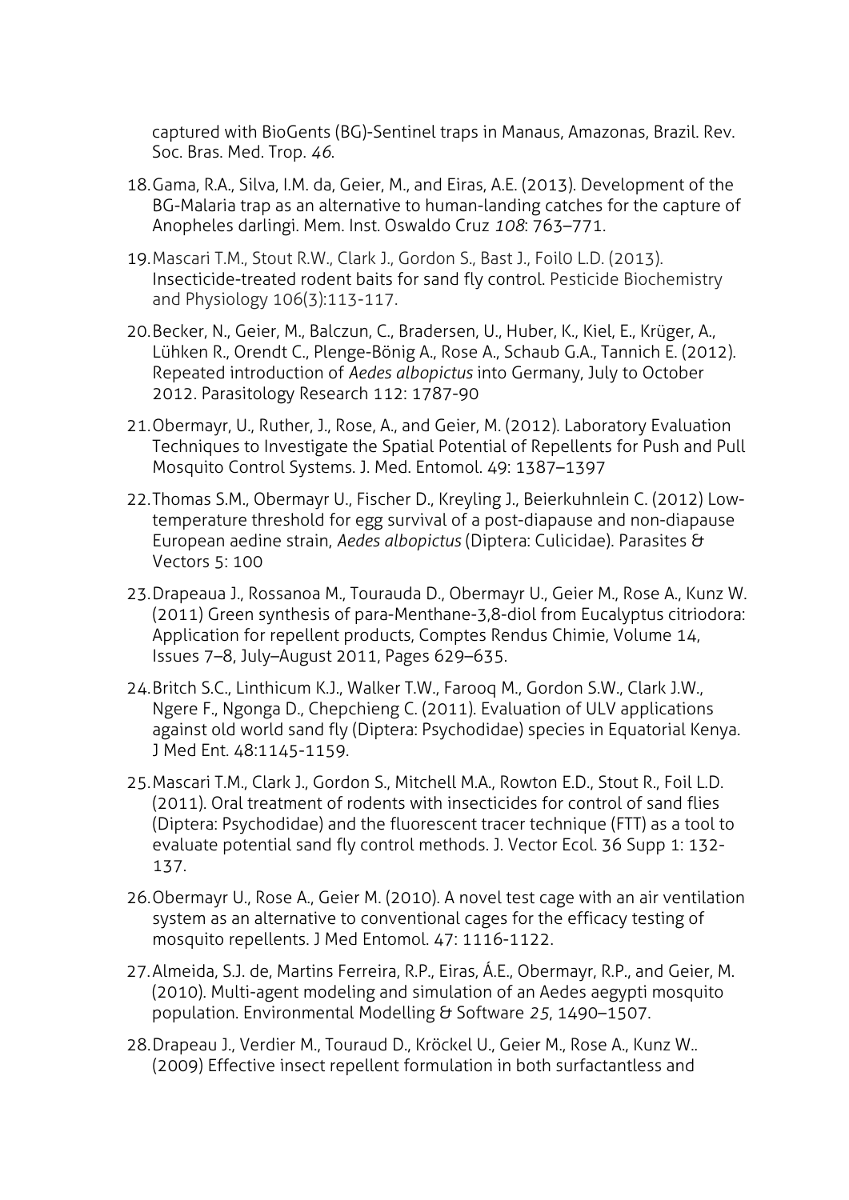captured with BioGents (BG)-Sentinel traps in Manaus, Amazonas, Brazil. Rev. Soc. Bras. Med. Trop. *46*.

18. Gama, R.A., Silva, I.M. da, Geier, M., and Eiras, A.E. (2013). Development of the BG-Malaria trap as an alternative to human-landing catches for the capture of Anopheles darlingi. Mem. Inst. Oswaldo Cruz *108*: 763–771.
19. Mascari T.M., Stout R.W., Clark J., Gordon S., Bast J., Foil0 L.D. (2013). Insecticide-treated rodent baits for sand fly control. Pesticide Biochemistry and Physiology 106(3):113-117.
20. Becker, N., Geier, M., Balczun, C., Bradersen, U., Huber, K., Kiel, E., Krüger, A., Lühken R., Orendt C., Plenge-Bönig A., Rose A., Schaub G.A., Tannich E. (2012). Repeated introduction of *Aedes albopictus* into Germany, July to October 2012. Parasitology Research 112: 1787-90
21. Obermayr, U., Ruther, J., Rose, A., and Geier, M. (2012). Laboratory Evaluation Techniques to Investigate the Spatial Potential of Repellents for Push and Pull Mosquito Control Systems. J. Med. Entomol. 49: 1387–1397
22. Thomas S.M., Obermayr U., Fischer D., Kreyling J., Beierkuhnlein C. (2012) Low-temperature threshold for egg survival of a post-diapause and non-diapause European aedine strain, *Aedes albopictus* (Diptera: Culicidae). Parasites & Vectors 5: 100
23. Drapeaua J., Rossanoa M., Tourauda D., Obermayr U., Geier M., Rose A., Kunz W. (2011) Green synthesis of para-Menthane-3,8-diol from Eucalyptus citriodora: Application for repellent products, Comptes Rendus Chimie, Volume 14, Issues 7–8, July–August 2011, Pages 629–635.
24. Britch S.C., Linthicum K.J., Walker T.W., Farooq M., Gordon S.W., Clark J.W., Ngere F., Ngonga D., Chepchieng C. (2011). Evaluation of ULV applications against old world sand fly (Diptera: Psychodidae) species in Equatorial Kenya. J Med Ent. 48:1145-1159.
25. Mascari T.M., Clark J., Gordon S., Mitchell M.A., Rowton E.D., Stout R., Foil L.D. (2011). Oral treatment of rodents with insecticides for control of sand flies (Diptera: Psychodidae) and the fluorescent tracer technique (FTT) as a tool to evaluate potential sand fly control methods. J. Vector Ecol. 36 Supp 1: 132-137.
26. Obermayr U., Rose A., Geier M. (2010). A novel test cage with an air ventilation system as an alternative to conventional cages for the efficacy testing of mosquito repellents. J Med Entomol. 47: 1116-1122.
27. Almeida, S.J. de, Martins Ferreira, R.P., Eiras, Á.E., Obermayr, R.P., and Geier, M. (2010). Multi-agent modeling and simulation of an Aedes aegypti mosquito population. Environmental Modelling & Software *25*, 1490–1507.
28. Drapeau J., Verdier M., Touraud D., Kröckel U., Geier M., Rose A., Kunz W.. (2009) Effective insect repellent formulation in both surfactantless and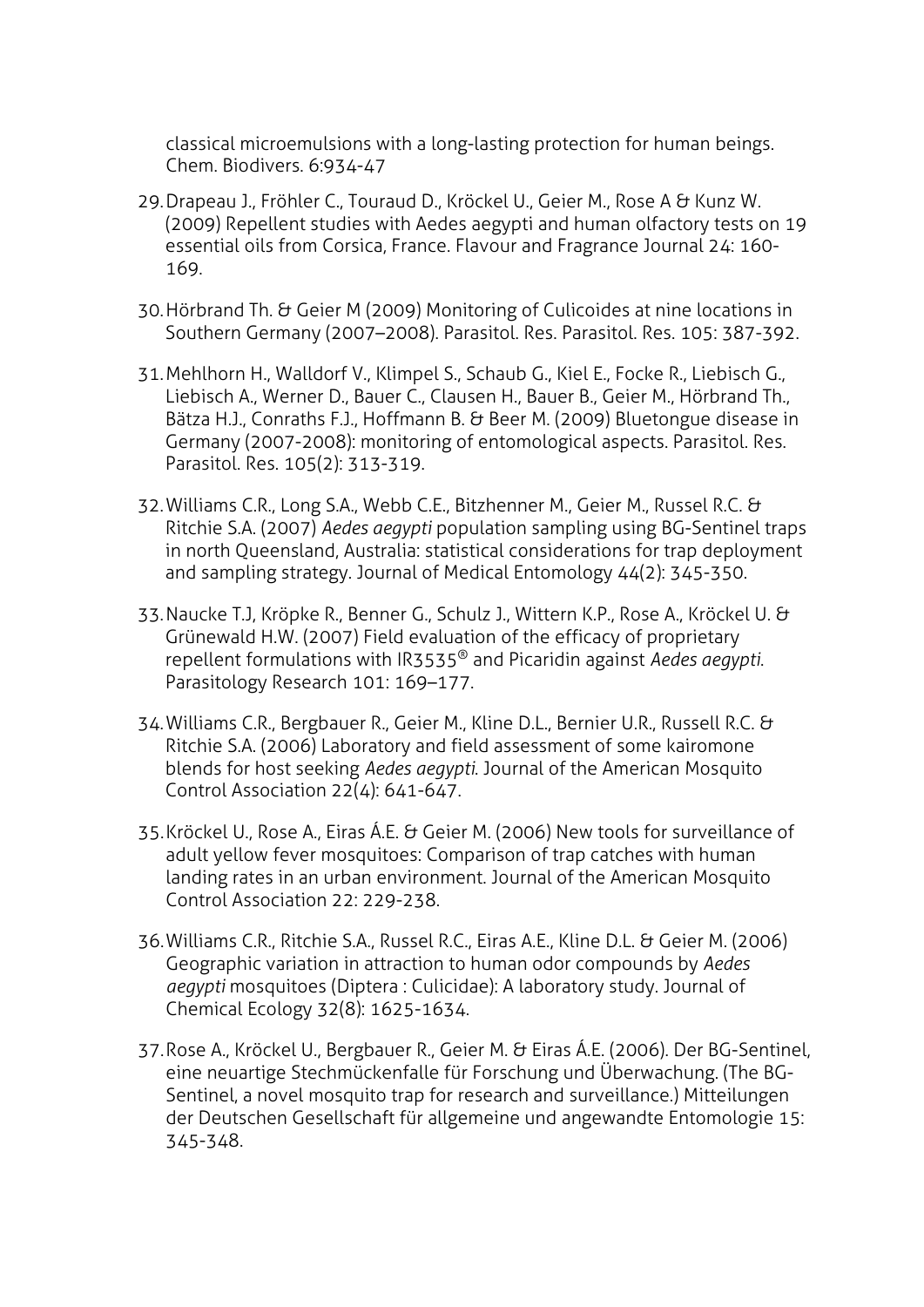classical microemulsions with a long-lasting protection for human beings. Chem. Biodivers. 6:934-47

29. Drapeau J., Fröhler C., Touraud D., Kröckel U., Geier M., Rose A & Kunz W. (2009) Repellent studies with Aedes aegypti and human olfactory tests on 19 essential oils from Corsica, France. Flavour and Fragrance Journal 24: 160-169.

30. Hörbrand Th. & Geier M (2009) Monitoring of Culicoides at nine locations in Southern Germany (2007–2008). Parasitol. Res. Parasitol. Res. 105: 387-392.

31. Mehlhorn H., Walldorf V., Klimpel S., Schaub G., Kiel E., Focke R., Liebisch G., Liebisch A., Werner D., Bauer C., Clausen H., Bauer B., Geier M., Hörbrand Th., Bätza H.J., Conraths F.J., Hoffmann B. & Beer M. (2009) Bluetongue disease in Germany (2007-2008): monitoring of entomological aspects. Parasitol. Res. Parasitol. Res. 105(2): 313-319.

32. Williams C.R., Long S.A., Webb C.E., Bitzhenner M., Geier M., Russel R.C. & Ritchie S.A. (2007) *Aedes aegypti* population sampling using BG-Sentinel traps in north Queensland, Australia: statistical considerations for trap deployment and sampling strategy. Journal of Medical Entomology 44(2): 345-350.

33. Naucke T.J, Kröpke R., Benner G., Schulz J., Wittern K.P., Rose A., Kröckel U. & Grünewald H.W. (2007) Field evaluation of the efficacy of proprietary repellent formulations with IR3535® and Picaridin against *Aedes aegypti*. Parasitology Research 101: 169–177.

34. Williams C.R., Bergbauer R., Geier M., Kline D.L., Bernier U.R., Russell R.C. & Ritchie S.A. (2006) Laboratory and field assessment of some kairomone blends for host seeking *Aedes aegypti*. Journal of the American Mosquito Control Association 22(4): 641-647.

35. Kröckel U., Rose A., Eiras Á.E. & Geier M. (2006) New tools for surveillance of adult yellow fever mosquitoes: Comparison of trap catches with human landing rates in an urban environment. Journal of the American Mosquito Control Association 22: 229-238.

36. Williams C.R., Ritchie S.A., Russel R.C., Eiras A.E., Kline D.L. & Geier M. (2006) Geographic variation in attraction to human odor compounds by *Aedes aegypti* mosquitoes (Diptera : Culicidae): A laboratory study. Journal of Chemical Ecology 32(8): 1625-1634.

37. Rose A., Kröckel U., Bergbauer R., Geier M. & Eiras Á.E. (2006). Der BG-Sentinel, eine neuartige Stechmückenfalle für Forschung und Überwachung. (The BG-Sentinel, a novel mosquito trap for research and surveillance.) Mitteilungen der Deutschen Gesellschaft für allgemeine und angewandte Entomologie 15: 345-348.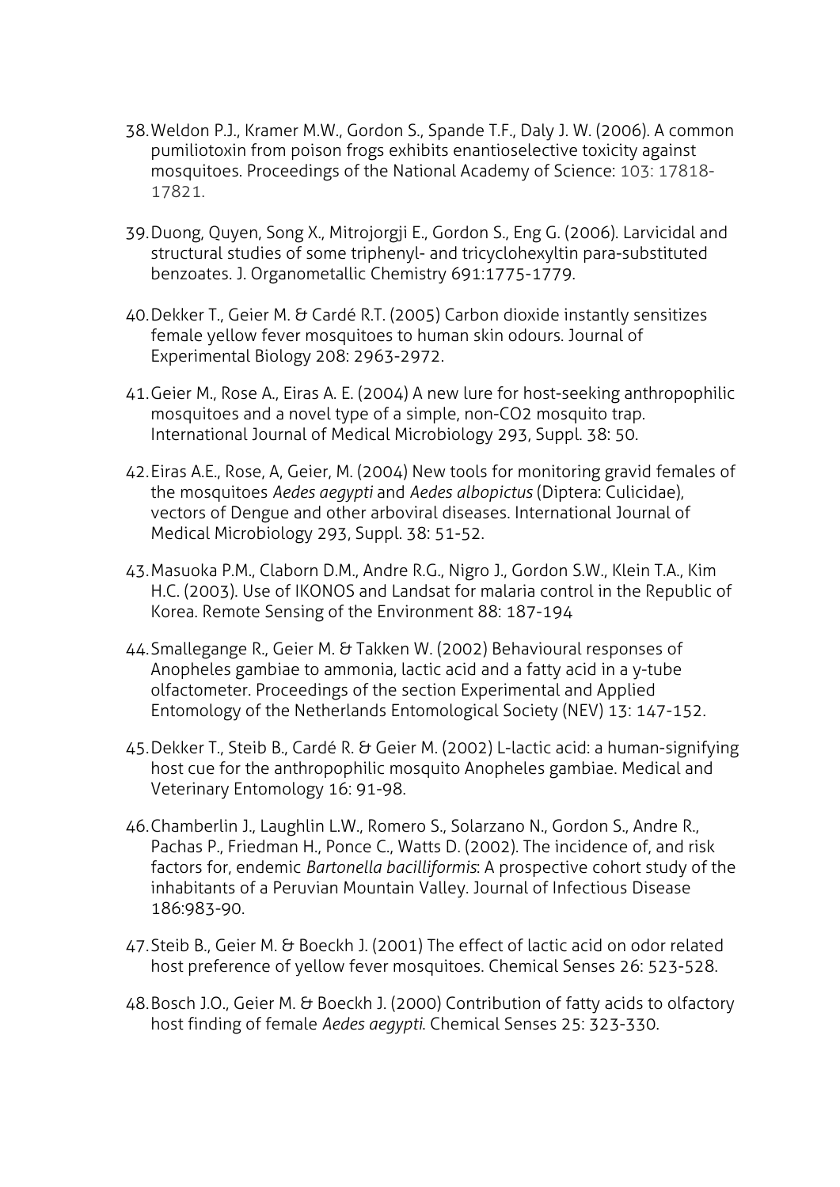38. Weldon P.J., Kramer M.W., Gordon S., Spande T.F., Daly J. W. (2006). A common pumiliotoxin from poison frogs exhibits enantioselective toxicity against mosquitoes. Proceedings of the National Academy of Science: 103: 17818-17821.

39. Duong, Quyen, Song X., Mitrojorgji E., Gordon S., Eng G. (2006). Larvicidal and structural studies of some triphenyl- and tricyclohexyltin para-substituted benzoates. J. Organometallic Chemistry 691:1775-1779.

40. Dekker T., Geier M. & Cardé R.T. (2005) Carbon dioxide instantly sensitizes female yellow fever mosquitoes to human skin odours. Journal of Experimental Biology 208: 2963-2972.

41. Geier M., Rose A., Eiras A. E. (2004) A new lure for host-seeking anthropophilic mosquitoes and a novel type of a simple, non-CO2 mosquito trap. International Journal of Medical Microbiology 293, Suppl. 38: 50.

42. Eiras A.E., Rose, A, Geier, M. (2004) New tools for monitoring gravid females of the mosquitoes *Aedes aegypti* and *Aedes albopictus* (Diptera: Culicidae), vectors of Dengue and other arboviral diseases. International Journal of Medical Microbiology 293, Suppl. 38: 51-52.

43. Masuoka P.M., Claborn D.M., Andre R.G., Nigro J., Gordon S.W., Klein T.A., Kim H.C. (2003). Use of IKONOS and Landsat for malaria control in the Republic of Korea. Remote Sensing of the Environment 88: 187-194

44. Smallegange R., Geier M. & Takken W. (2002) Behavioural responses of Anopheles gambiae to ammonia, lactic acid and a fatty acid in a y-tube olfactometer. Proceedings of the section Experimental and Applied Entomology of the Netherlands Entomological Society (NEV) 13: 147-152.

45. Dekker T., Steib B., Cardé R. & Geier M. (2002) L-lactic acid: a human-signifying host cue for the anthropophilic mosquito Anopheles gambiae. Medical and Veterinary Entomology 16: 91-98.

46. Chamberlin J., Laughlin L.W., Romero S., Solarzano N., Gordon S., Andre R., Pachas P., Friedman H., Ponce C., Watts D. (2002). The incidence of, and risk factors for, endemic *Bartonella bacilliformis*: A prospective cohort study of the inhabitants of a Peruvian Mountain Valley. Journal of Infectious Disease 186:983-90.

47. Steib B., Geier M. & Boeckh J. (2001) The effect of lactic acid on odor related host preference of yellow fever mosquitoes. Chemical Senses 26: 523-528.

48. Bosch J.O., Geier M. & Boeckh J. (2000) Contribution of fatty acids to olfactory host finding of female *Aedes aegypti.* Chemical Senses 25: 323-330.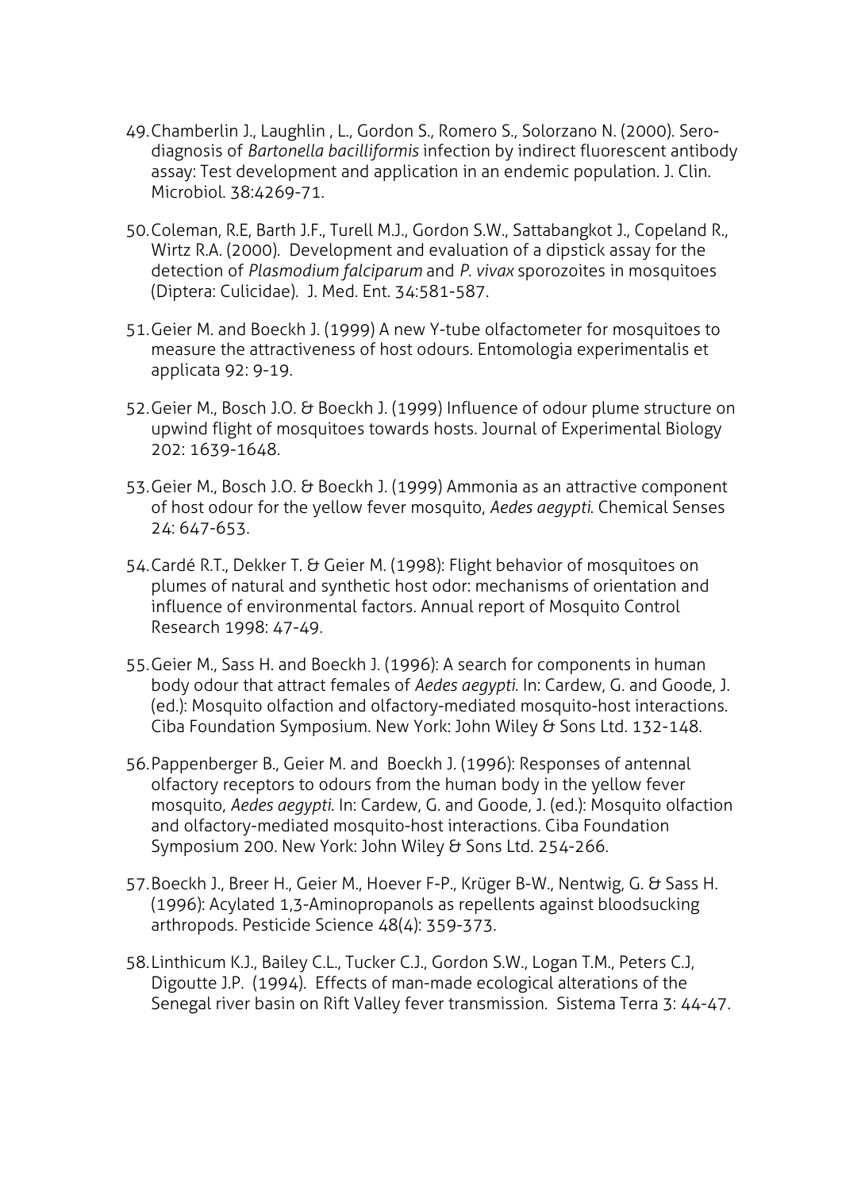49. Chamberlin J., Laughlin , L., Gordon S., Romero S., Solorzano N. (2000). Sero-diagnosis of *Bartonella bacilliformis* infection by indirect fluorescent antibody assay: Test development and application in an endemic population. J. Clin. Microbiol. 38:4269-71.

50. Coleman, R.E, Barth J.F., Turell M.J., Gordon S.W., Sattabangkot J., Copeland R., Wirtz R.A. (2000). Development and evaluation of a dipstick assay for the detection of *Plasmodium falciparum* and *P. vivax* sporozoites in mosquitoes (Diptera: Culicidae). J. Med. Ent. 34:581-587.

51. Geier M. and Boeckh J. (1999) A new Y-tube olfactometer for mosquitoes to measure the attractiveness of host odours. Entomologia experimentalis et applicata 92: 9-19.

52. Geier M., Bosch J.O. & Boeckh J. (1999) Influence of odour plume structure on upwind flight of mosquitoes towards hosts. Journal of Experimental Biology 202: 1639-1648.

53. Geier M., Bosch J.O. & Boeckh J. (1999) Ammonia as an attractive component of host odour for the yellow fever mosquito, *Aedes aegypti*. Chemical Senses 24: 647-653.

54. Cardé R.T., Dekker T. & Geier M. (1998): Flight behavior of mosquitoes on plumes of natural and synthetic host odor: mechanisms of orientation and influence of environmental factors. Annual report of Mosquito Control Research 1998: 47-49.

55. Geier M., Sass H. and Boeckh J. (1996): A search for components in human body odour that attract females of *Aedes aegypti*. In: Cardew, G. and Goode, J. (ed.): Mosquito olfaction and olfactory-mediated mosquito-host interactions. Ciba Foundation Symposium. New York: John Wiley & Sons Ltd. 132-148.

56. Pappenberger B., Geier M. and Boeckh J. (1996): Responses of antennal olfactory receptors to odours from the human body in the yellow fever mosquito, *Aedes aegypti*. In: Cardew, G. and Goode, J. (ed.): Mosquito olfaction and olfactory-mediated mosquito-host interactions. Ciba Foundation Symposium 200. New York: John Wiley & Sons Ltd. 254-266.

57. Boeckh J., Breer H., Geier M., Hoever F-P., Krüger B-W., Nentwig, G. & Sass H. (1996): Acylated 1,3-Aminopropanols as repellents against bloodsucking arthropods. Pesticide Science 48(4): 359-373.

58. Linthicum K.J., Bailey C.L., Tucker C.J., Gordon S.W., Logan T.M., Peters C.J, Digoutte J.P. (1994). Effects of man-made ecological alterations of the Senegal river basin on Rift Valley fever transmission. Sistema Terra 3: 44-47.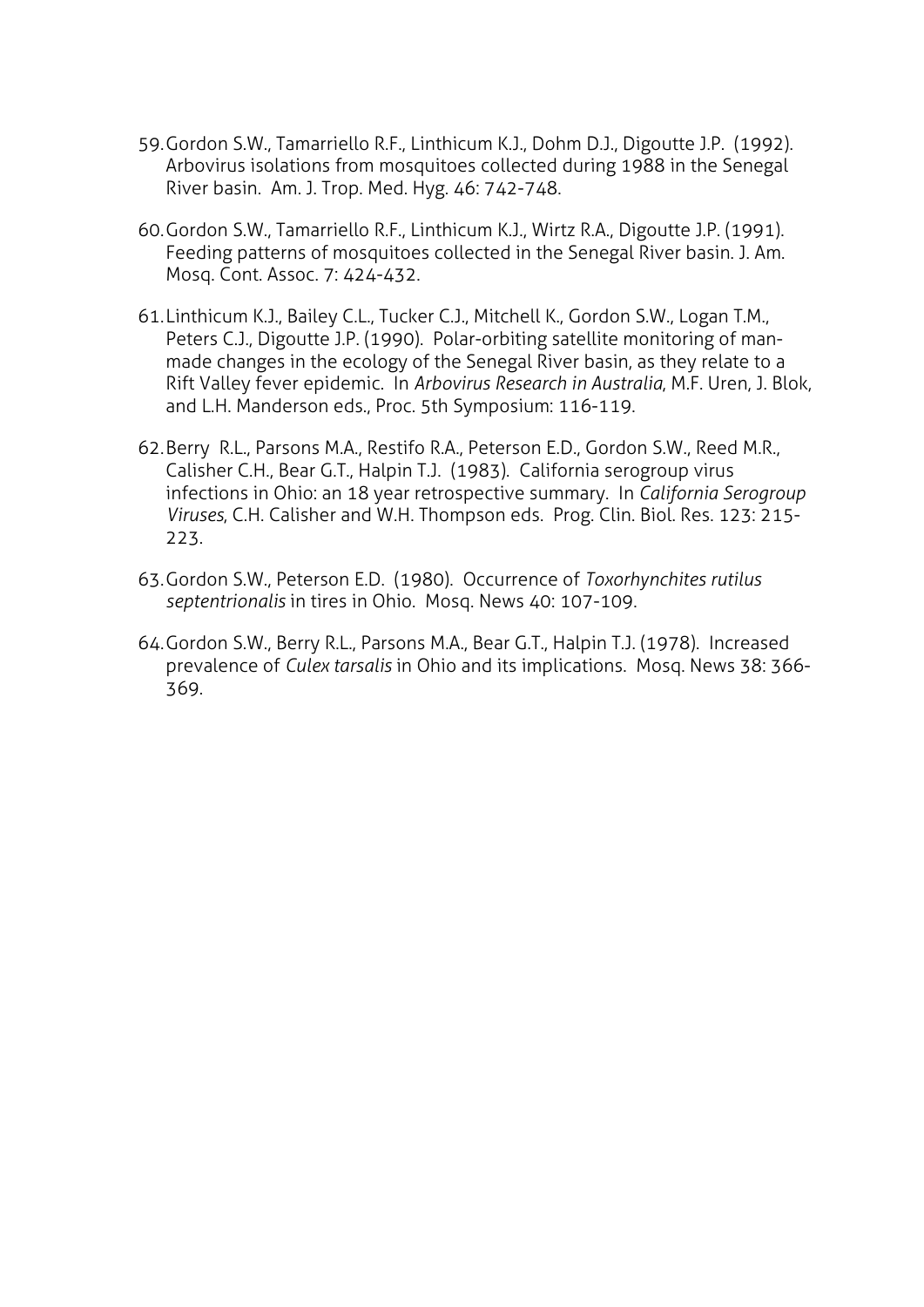59. Gordon S.W., Tamarriello R.F., Linthicum K.J., Dohm D.J., Digoutte J.P. (1992). Arbovirus isolations from mosquitoes collected during 1988 in the Senegal River basin. Am. J. Trop. Med. Hyg. 46: 742-748.

60. Gordon S.W., Tamarriello R.F., Linthicum K.J., Wirtz R.A., Digoutte J.P. (1991). Feeding patterns of mosquitoes collected in the Senegal River basin. J. Am. Mosq. Cont. Assoc. 7: 424-432.

61. Linthicum K.J., Bailey C.L., Tucker C.J., Mitchell K., Gordon S.W., Logan T.M., Peters C.J., Digoutte J.P. (1990). Polar-orbiting satellite monitoring of man-made changes in the ecology of the Senegal River basin, as they relate to a Rift Valley fever epidemic. In *Arbovirus Research in Australia*, M.F. Uren, J. Blok, and L.H. Manderson eds., Proc. 5th Symposium: 116-119.

62. Berry R.L., Parsons M.A., Restifo R.A., Peterson E.D., Gordon S.W., Reed M.R., Calisher C.H., Bear G.T., Halpin T.J. (1983). California serogroup virus infections in Ohio: an 18 year retrospective summary. In *California Serogroup Viruses*, C.H. Calisher and W.H. Thompson eds. Prog. Clin. Biol. Res. 123: 215-223.

63. Gordon S.W., Peterson E.D. (1980). Occurrence of *Toxorhynchites rutilus septentrionalis* in tires in Ohio. Mosq. News 40: 107-109.

64. Gordon S.W., Berry R.L., Parsons M.A., Bear G.T., Halpin T.J. (1978). Increased prevalence of *Culex tarsalis* in Ohio and its implications. Mosq. News 38: 366-369.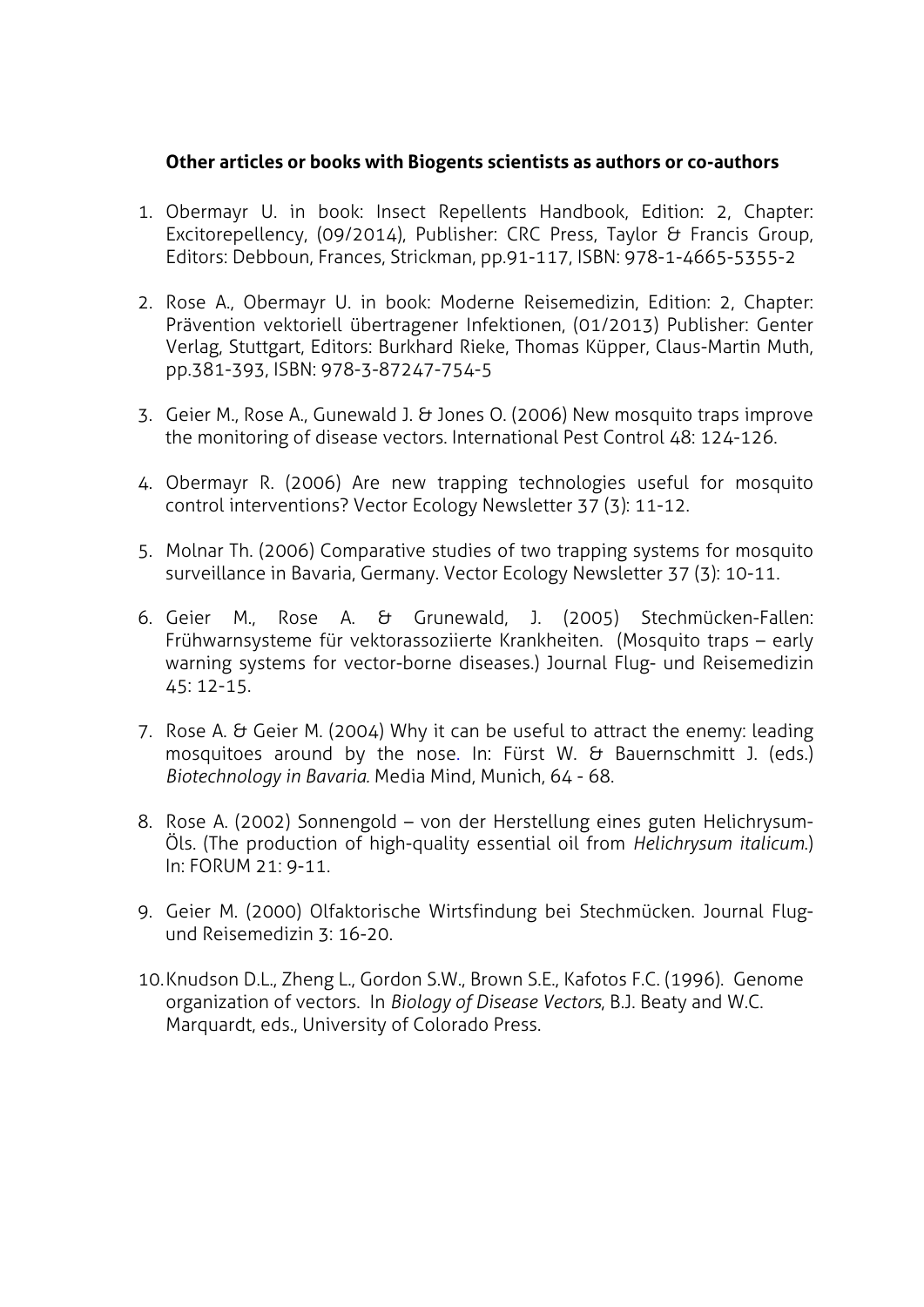**Other articles or books with Biogents scientists as authors or co-authors**

1. Obermayr U. in book: Insect Repellents Handbook, Edition: 2, Chapter: Excitorepellency, (09/2014), Publisher: CRC Press, Taylor & Francis Group, Editors: Debboun, Frances, Strickman, pp.91-117, ISBN: 978-1-4665-5355-2

2. Rose A., Obermayr U. in book: Moderne Reisemedizin, Edition: 2, Chapter: Prävention vektoriell übertragener Infektionen, (01/2013) Publisher: Genter Verlag, Stuttgart, Editors: Burkhard Rieke, Thomas Küpper, Claus-Martin Muth, pp.381-393, ISBN: 978-3-87247-754-5

3. Geier M., Rose A., Gunewald J. & Jones O. (2006) New mosquito traps improve the monitoring of disease vectors. International Pest Control 48: 124-126.

4. Obermayr R. (2006) Are new trapping technologies useful for mosquito control interventions? Vector Ecology Newsletter 37 (3): 11-12.

5. Molnar Th. (2006) Comparative studies of two trapping systems for mosquito surveillance in Bavaria, Germany. Vector Ecology Newsletter 37 (3): 10-11.

6. Geier M., Rose A. & Grunewald, J. (2005) Stechmücken-Fallen: Frühwarnsysteme für vektorassoziierte Krankheiten. (Mosquito traps – early warning systems for vector-borne diseases.) Journal Flug- und Reisemedizin 45: 12-15.

7. Rose A. & Geier M. (2004) Why it can be useful to attract the enemy: leading mosquitoes around by the nose. In: Fürst W. & Bauernschmitt J. (eds.) *Biotechnology in Bavaria.* Media Mind, Munich, 64 - 68.

8. Rose A. (2002) Sonnengold – von der Herstellung eines guten Helichrysum-Öls. (The production of high-quality essential oil from *Helichrysum italicum.*) In: FORUM 21: 9-11.

9. Geier M. (2000) Olfaktorische Wirtsfindung bei Stechmücken. Journal Flug- und Reisemedizin 3: 16-20.

10. Knudson D.L., Zheng L., Gordon S.W., Brown S.E., Kafotos F.C. (1996). Genome organization of vectors. In *Biology of Disease Vectors*, B.J. Beaty and W.C. Marquardt, eds., University of Colorado Press.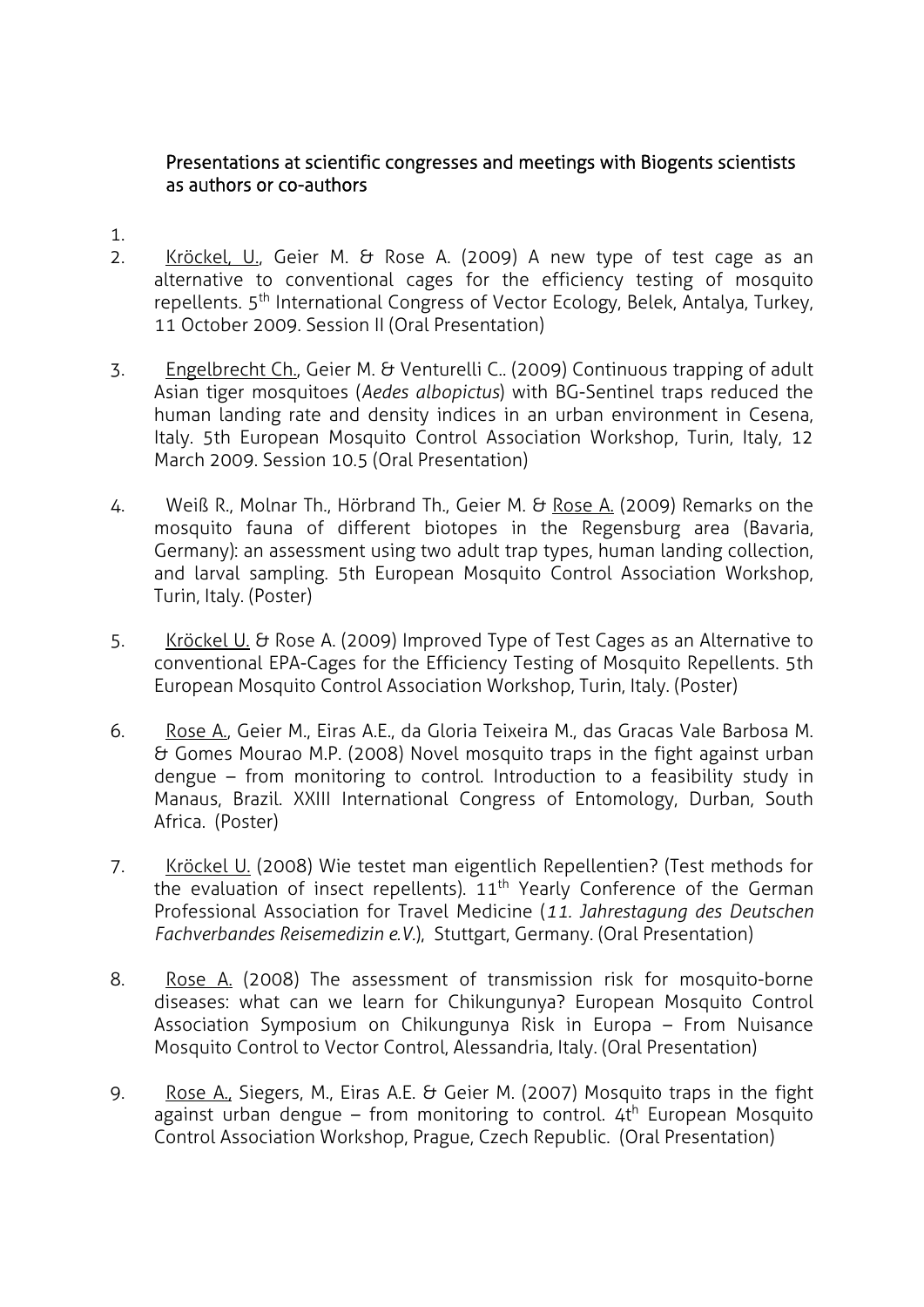Presentations at scientific congresses and meetings with Biogents scientists as authors or co-authors

1.

2. Kröckel, U., Geier M. & Rose A. (2009) A new type of test cage as an alternative to conventional cages for the efficiency testing of mosquito repellents. 5th International Congress of Vector Ecology, Belek, Antalya, Turkey, 11 October 2009. Session II (Oral Presentation)

3. Engelbrecht Ch., Geier M. & Venturelli C.. (2009) Continuous trapping of adult Asian tiger mosquitoes (*Aedes albopictus*) with BG-Sentinel traps reduced the human landing rate and density indices in an urban environment in Cesena, Italy. 5th European Mosquito Control Association Workshop, Turin, Italy, 12 March 2009. Session 10.5 (Oral Presentation)

4. Weiß R., Molnar Th., Hörbrand Th., Geier M. & Rose A. (2009) Remarks on the mosquito fauna of different biotopes in the Regensburg area (Bavaria, Germany): an assessment using two adult trap types, human landing collection, and larval sampling. 5th European Mosquito Control Association Workshop, Turin, Italy. (Poster)

5. Kröckel U. & Rose A. (2009) Improved Type of Test Cages as an Alternative to conventional EPA-Cages for the Efficiency Testing of Mosquito Repellents. 5th European Mosquito Control Association Workshop, Turin, Italy. (Poster)

6. Rose A., Geier M., Eiras A.E., da Gloria Teixeira M., das Gracas Vale Barbosa M. & Gomes Mourao M.P. (2008) Novel mosquito traps in the fight against urban dengue – from monitoring to control. Introduction to a feasibility study in Manaus, Brazil. XXIII International Congress of Entomology, Durban, South Africa. (Poster)

7. Kröckel U. (2008) Wie testet man eigentlich Repellentien? (Test methods for the evaluation of insect repellents). 11th Yearly Conference of the German Professional Association for Travel Medicine (*11. Jahrestagung des Deutschen Fachverbandes Reisemedizin e.V.*), Stuttgart, Germany. (Oral Presentation)

8. Rose A. (2008) The assessment of transmission risk for mosquito-borne diseases: what can we learn for Chikungunya? European Mosquito Control Association Symposium on Chikungunya Risk in Europa – From Nuisance Mosquito Control to Vector Control, Alessandria, Italy. (Oral Presentation)

9. Rose A., Siegers, M., Eiras A.E. & Geier M. (2007) Mosquito traps in the fight against urban dengue – from monitoring to control. 4th European Mosquito Control Association Workshop, Prague, Czech Republic. (Oral Presentation)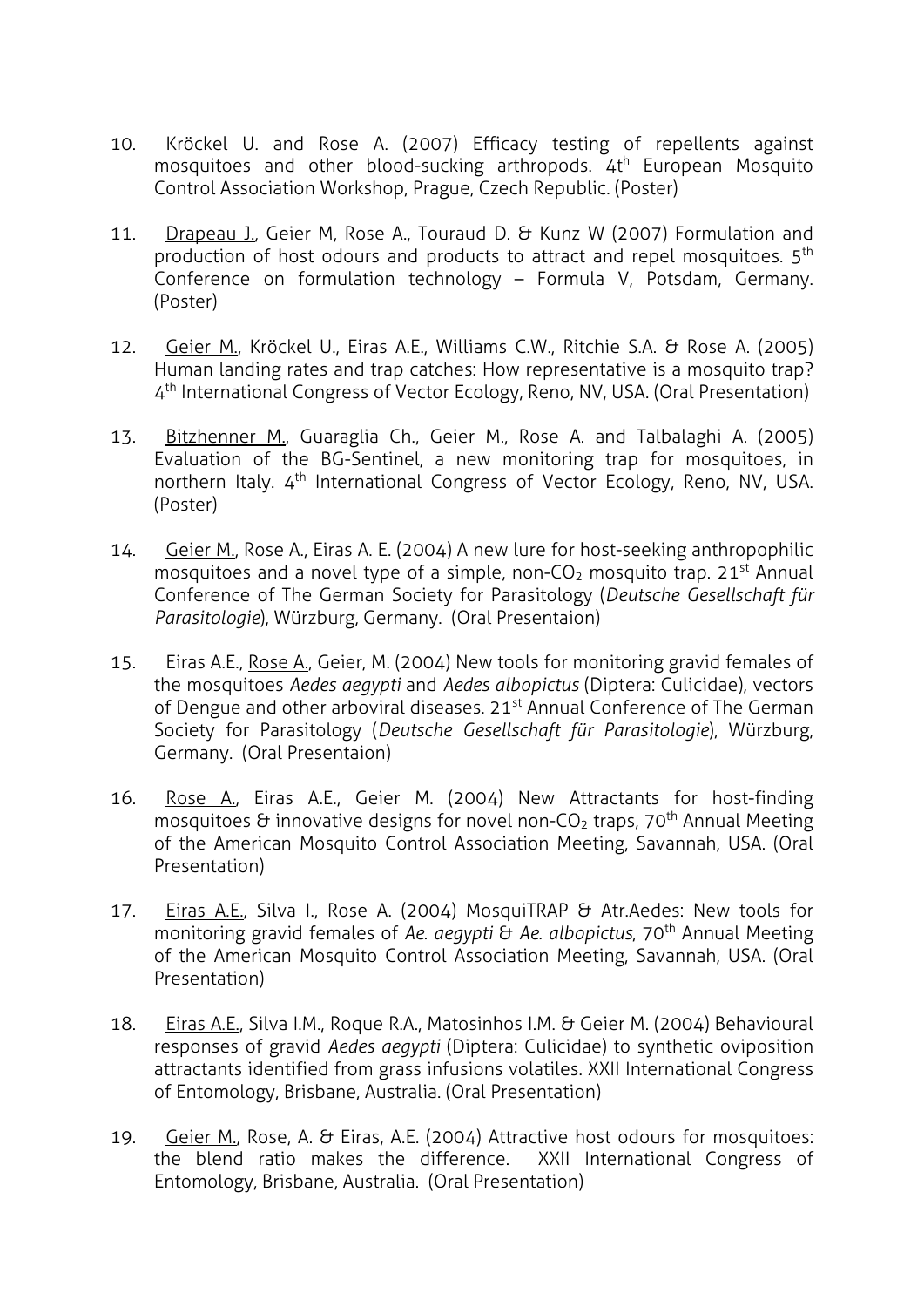10. Kröckel U. and Rose A. (2007) Efficacy testing of repellents against mosquitoes and other blood-sucking arthropods. 4th European Mosquito Control Association Workshop, Prague, Czech Republic. (Poster)

11. Drapeau J., Geier M, Rose A., Touraud D. & Kunz W (2007) Formulation and production of host odours and products to attract and repel mosquitoes. 5th Conference on formulation technology – Formula V, Potsdam, Germany. (Poster)

12. Geier M., Kröckel U., Eiras A.E., Williams C.W., Ritchie S.A. & Rose A. (2005) Human landing rates and trap catches: How representative is a mosquito trap? 4th International Congress of Vector Ecology, Reno, NV, USA. (Oral Presentation)

13. Bitzhenner M., Guaraglia Ch., Geier M., Rose A. and Talbalaghi A. (2005) Evaluation of the BG-Sentinel, a new monitoring trap for mosquitoes, in northern Italy. 4th International Congress of Vector Ecology, Reno, NV, USA. (Poster)

14. Geier M., Rose A., Eiras A. E. (2004) A new lure for host-seeking anthropophilic mosquitoes and a novel type of a simple, non-$CO_2$ mosquito trap. 21st Annual Conference of The German Society for Parasitology (*Deutsche Gesellschaft für Parasitologie*), Würzburg, Germany. (Oral Presentaion)

15. Eiras A.E., Rose A., Geier, M. (2004) New tools for monitoring gravid females of the mosquitoes *Aedes aegypti* and *Aedes albopictus* (Diptera: Culicidae), vectors of Dengue and other arboviral diseases. 21st Annual Conference of The German Society for Parasitology (*Deutsche Gesellschaft für Parasitologie*), Würzburg, Germany. (Oral Presentaion)

16. Rose A., Eiras A.E., Geier M. (2004) New Attractants for host-finding mosquitoes & innovative designs for novel non-$CO_2$ traps, 70th Annual Meeting of the American Mosquito Control Association Meeting, Savannah, USA. (Oral Presentation)

17. Eiras A.E., Silva I., Rose A. (2004) MosquiTRAP & Atr.Aedes: New tools for monitoring gravid females of *Ae. aegypti* & *Ae. albopictus*, 70th Annual Meeting of the American Mosquito Control Association Meeting, Savannah, USA. (Oral Presentation)

18. Eiras A.E., Silva I.M., Roque R.A., Matosinhos I.M. & Geier M. (2004) Behavioural responses of gravid *Aedes aegypti* (Diptera: Culicidae) to synthetic oviposition attractants identified from grass infusions volatiles. XXII International Congress of Entomology, Brisbane, Australia. (Oral Presentation)

19. Geier M., Rose, A. & Eiras, A.E. (2004) Attractive host odours for mosquitoes: the blend ratio makes the difference. XXII International Congress of Entomology, Brisbane, Australia. (Oral Presentation)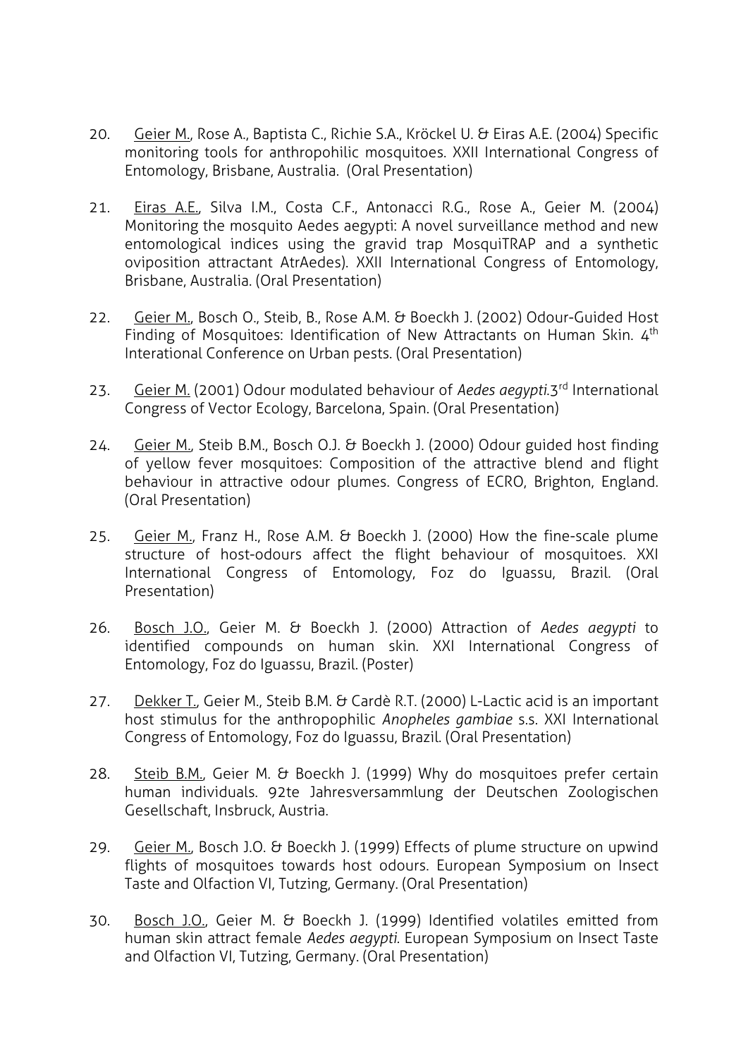20. <u>Geier M.</u>, Rose A., Baptista C., Richie S.A., Kröckel U. & Eiras A.E. (2004) Specific monitoring tools for anthropohilic mosquitoes. XXII International Congress of Entomology, Brisbane, Australia. (Oral Presentation)

21. <u>Eiras A.E.</u>, Silva I.M., Costa C.F., Antonacci R.G., Rose A., Geier M. (2004) Monitoring the mosquito Aedes aegypti: A novel surveillance method and new entomological indices using the gravid trap MosquiTRAP and a synthetic oviposition attractant AtrAedes). XXII International Congress of Entomology, Brisbane, Australia. (Oral Presentation)

22. <u>Geier M.</u>, Bosch O., Steib, B., Rose A.M. & Boeckh J. (2002) Odour-Guided Host Finding of Mosquitoes: Identification of New Attractants on Human Skin. 4th Interational Conference on Urban pests. (Oral Presentation)

23. <u>Geier M.</u> (2001) Odour modulated behaviour of *Aedes aegypti*.3rd International Congress of Vector Ecology, Barcelona, Spain. (Oral Presentation)

24. <u>Geier M.</u>, Steib B.M., Bosch O.J. & Boeckh J. (2000) Odour guided host finding of yellow fever mosquitoes: Composition of the attractive blend and flight behaviour in attractive odour plumes. Congress of ECRO, Brighton, England. (Oral Presentation)

25. <u>Geier M.</u>, Franz H., Rose A.M. & Boeckh J. (2000) How the fine-scale plume structure of host-odours affect the flight behaviour of mosquitoes. XXI International Congress of Entomology, Foz do Iguassu, Brazil. (Oral Presentation)

26. <u>Bosch J.O.</u>, Geier M. & Boeckh J. (2000) Attraction of *Aedes aegypti* to identified compounds on human skin. XXI International Congress of Entomology, Foz do Iguassu, Brazil. (Poster)

27. <u>Dekker T.</u>, Geier M., Steib B.M. & Cardè R.T. (2000) L-Lactic acid is an important host stimulus for the anthropophilic *Anopheles gambiae* s.s. XXI International Congress of Entomology, Foz do Iguassu, Brazil. (Oral Presentation)

28. <u>Steib B.M.</u>, Geier M. & Boeckh J. (1999) Why do mosquitoes prefer certain human individuals. 92te Jahresversammlung der Deutschen Zoologischen Gesellschaft, Insbruck, Austria.

29. <u>Geier M.</u>, Bosch J.O. & Boeckh J. (1999) Effects of plume structure on upwind flights of mosquitoes towards host odours. European Symposium on Insect Taste and Olfaction VI, Tutzing, Germany. (Oral Presentation)

30. <u>Bosch J.O.</u>, Geier M. & Boeckh J. (1999) Identified volatiles emitted from human skin attract female *Aedes aegypti.* European Symposium on Insect Taste and Olfaction VI, Tutzing, Germany. (Oral Presentation)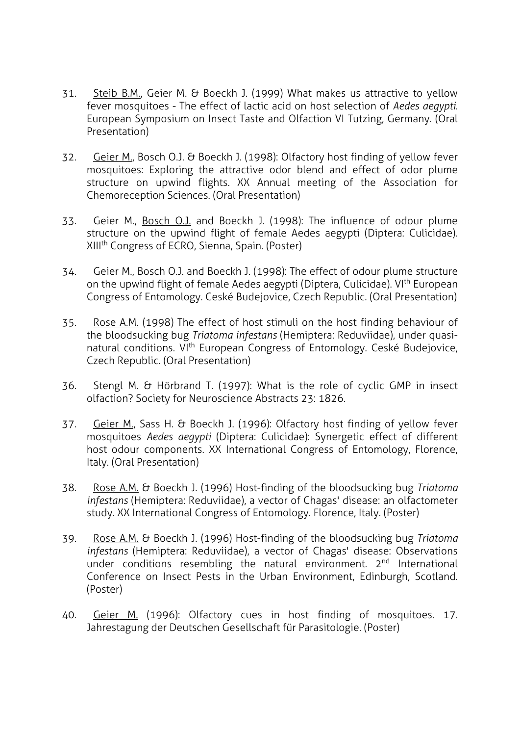31. Steib B.M., Geier M. & Boeckh J. (1999) What makes us attractive to yellow fever mosquitoes - The effect of lactic acid on host selection of *Aedes aegypti*. European Symposium on Insect Taste and Olfaction VI Tutzing, Germany. (Oral Presentation)

32. Geier M., Bosch O.J. & Boeckh J. (1998): Olfactory host finding of yellow fever mosquitoes: Exploring the attractive odor blend and effect of odor plume structure on upwind flights. XX Annual meeting of the Association for Chemoreception Sciences. (Oral Presentation)

33. Geier M., Bosch O.J. and Boeckh J. (1998): The influence of odour plume structure on the upwind flight of female Aedes aegypti (Diptera: Culicidae). XIII[th] Congress of ECRO, Sienna, Spain. (Poster)

34. Geier M., Bosch O.J. and Boeckh J. (1998): The effect of odour plume structure on the upwind flight of female Aedes aegypti (Diptera, Culicidae). VI[th] European Congress of Entomology. Ceské Budejovice, Czech Republic. (Oral Presentation)

35. Rose A.M. (1998) The effect of host stimuli on the host finding behaviour of the bloodsucking bug *Triatoma infestans* (Hemiptera: Reduviidae), under quasi-natural conditions. VI[th] European Congress of Entomology. Ceské Budejovice, Czech Republic. (Oral Presentation)

36. Stengl M. & Hörbrand T. (1997): What is the role of cyclic GMP in insect olfaction? Society for Neuroscience Abstracts 23: 1826.

37. Geier M., Sass H. & Boeckh J. (1996): Olfactory host finding of yellow fever mosquitoes *Aedes aegypti* (Diptera: Culicidae): Synergetic effect of different host odour components. XX International Congress of Entomology, Florence, Italy. (Oral Presentation)

38. Rose A.M. & Boeckh J. (1996) Host-finding of the bloodsucking bug *Triatoma infestans* (Hemiptera: Reduviidae), a vector of Chagas' disease: an olfactometer study. XX International Congress of Entomology. Florence, Italy. (Poster)

39. Rose A.M. & Boeckh J. (1996) Host-finding of the bloodsucking bug *Triatoma infestans* (Hemiptera: Reduviidae), a vector of Chagas' disease: Observations under conditions resembling the natural environment. 2[nd] International Conference on Insect Pests in the Urban Environment, Edinburgh, Scotland. (Poster)

40. Geier M. (1996): Olfactory cues in host finding of mosquitoes. 17. Jahrestagung der Deutschen Gesellschaft für Parasitologie. (Poster)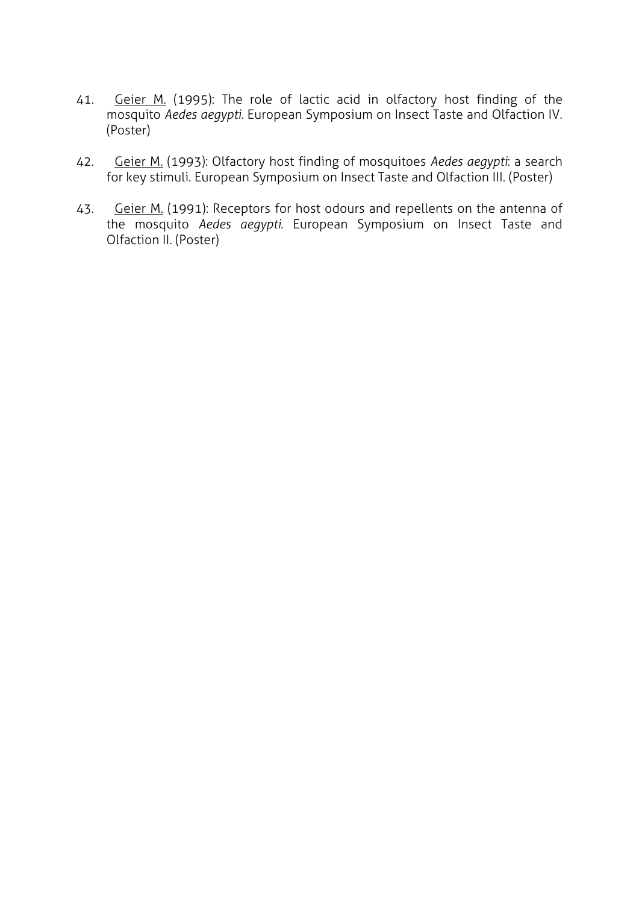41. Geier M. (1995): The role of lactic acid in olfactory host finding of the mosquito *Aedes aegypti*. European Symposium on Insect Taste and Olfaction IV. (Poster)

42. Geier M. (1993): Olfactory host finding of mosquitoes *Aedes aegypti*: a search for key stimuli. European Symposium on Insect Taste and Olfaction III. (Poster)

43. Geier M. (1991): Receptors for host odours and repellents on the antenna of the mosquito *Aedes aegypti*. European Symposium on Insect Taste and Olfaction II. (Poster)